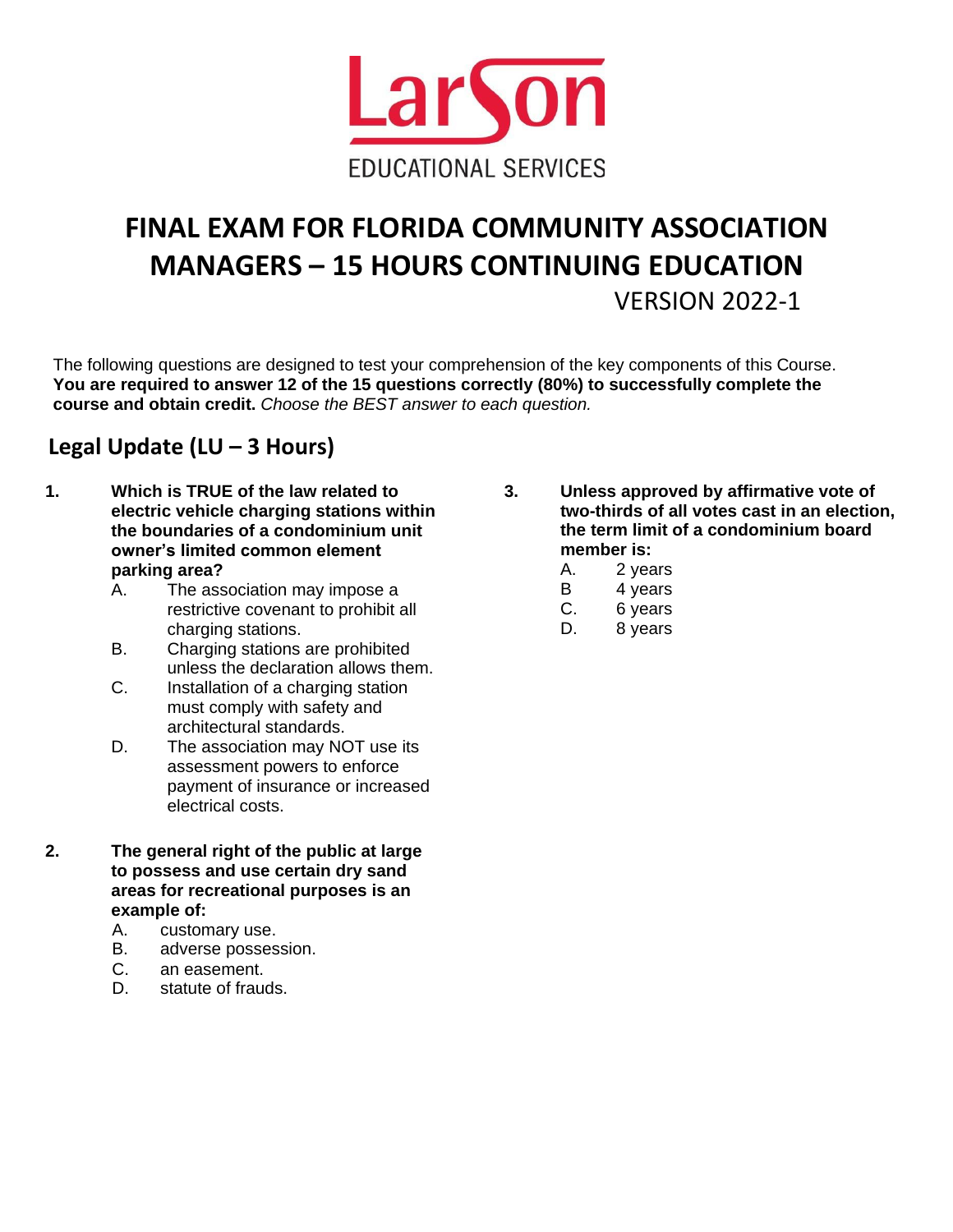LarSon

EDUCATIONAL SERVICES

# FINAL EXAM FOR FLORIDA COMMUNITY ASSOCIATION MANAGERS – 15 HOURS CONTINUING EDUCATION

VERSION 2022-1

The following questions are designed to test your comprehension of the key components of this Course. **You are required to answer 12 of the 15 questions correctly (80%) to successfully complete the course and obtain credit.** *Choose the BEST answer to each question.*

## Legal Update (LU – 3 Hours)

**1. Which is TRUE of the law related to electric vehicle charging stations within the boundaries of a condominium unit owner's limited common element parking area?**

A. The association may impose a restrictive covenant to prohibit all charging stations.
B. Charging stations are prohibited unless the declaration allows them.
C. Installation of a charging station must comply with safety and architectural standards.
D. The association may NOT use its assessment powers to enforce payment of insurance or increased electrical costs.

**2. The general right of the public at large to possess and use certain dry sand areas for recreational purposes is an example of:**

A. customary use.
B. adverse possession.
C. an easement.
D. statute of frauds.

**3. Unless approved by affirmative vote of two-thirds of all votes cast in an election, the term limit of a condominium board member is:**

A. 2 years
B 4 years
C. 6 years
D. 8 years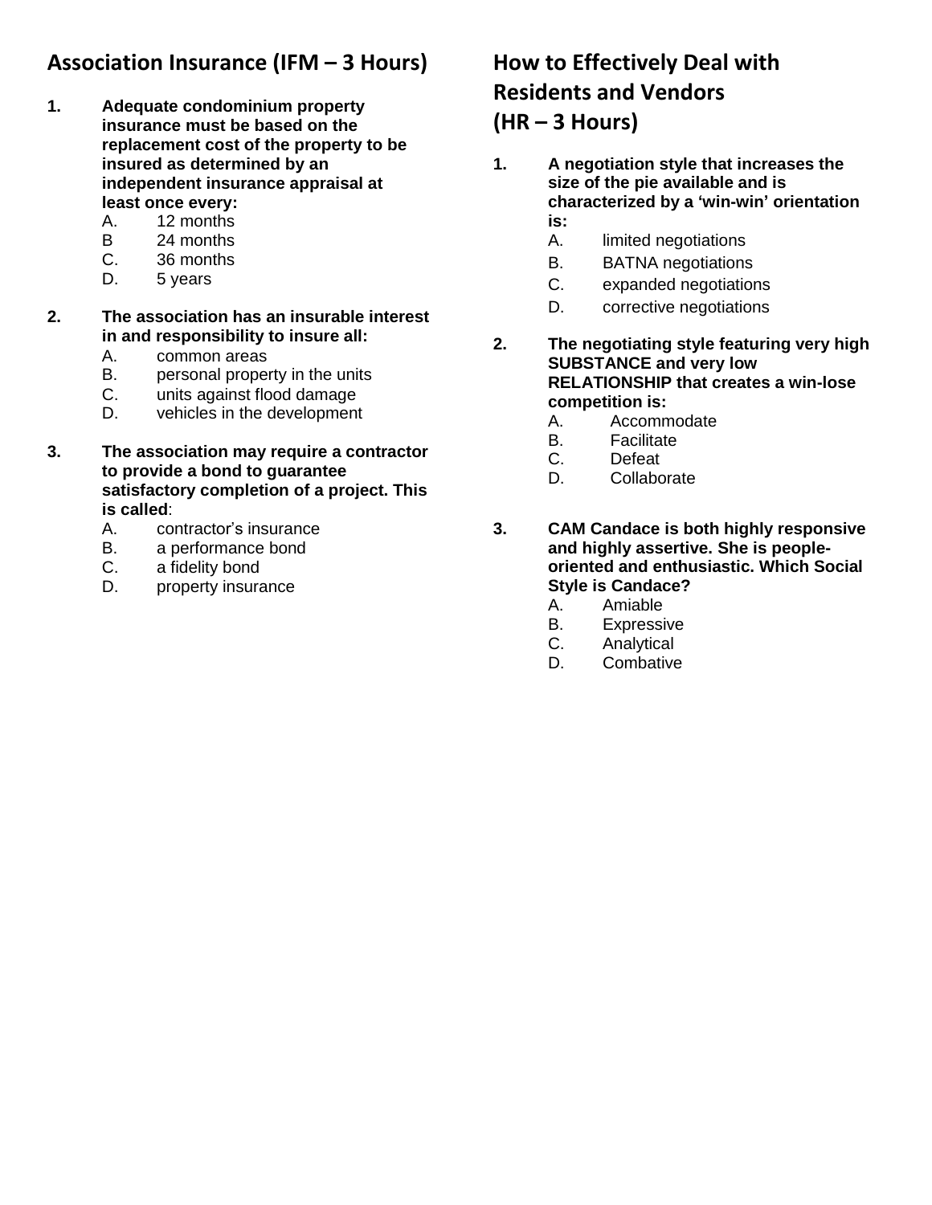## Association Insurance (IFM – 3 Hours)

1. **Adequate condominium property insurance must be based on the replacement cost of the property to be insured as determined by an independent insurance appraisal at least once every:**
   - A. 12 months
   - B 24 months
   - C. 36 months
   - D. 5 years

2. **The association has an insurable interest in and responsibility to insure all:**
   - A. common areas
   - B. personal property in the units
   - C. units against flood damage
   - D. vehicles in the development

3. **The association may require a contractor to provide a bond to guarantee satisfactory completion of a project. This is called**:
   - A. contractor's insurance
   - B. a performance bond
   - C. a fidelity bond
   - D. property insurance

## How to Effectively Deal with Residents and Vendors (HR – 3 Hours)

1. **A negotiation style that increases the size of the pie available and is characterized by a 'win-win' orientation is:**
   - A. limited negotiations
   - B. BATNA negotiations
   - C. expanded negotiations
   - D. corrective negotiations

2. **The negotiating style featuring very high SUBSTANCE and very low RELATIONSHIP that creates a win-lose competition is:**
   - A. Accommodate
   - B. Facilitate
   - C. Defeat
   - D. Collaborate

3. **CAM Candace is both highly responsive and highly assertive. She is people-oriented and enthusiastic. Which Social Style is Candace?**
   - A. Amiable
   - B. Expressive
   - C. Analytical
   - D. Combative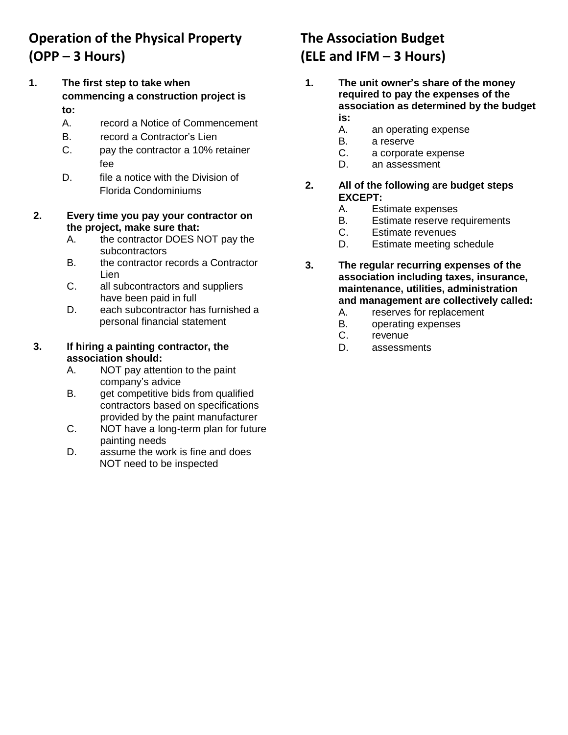## Operation of the Physical Property (OPP – 3 Hours)

1. **The first step to take when commencing a construction project is to:**
   A. record a Notice of Commencement
   B. record a Contractor's Lien
   C. pay the contractor a 10% retainer fee
   D. file a notice with the Division of Florida Condominiums

2. **Every time you pay your contractor on the project, make sure that:**
   A. the contractor DOES NOT pay the subcontractors
   B. the contractor records a Contractor Lien
   C. all subcontractors and suppliers have been paid in full
   D. each subcontractor has furnished a personal financial statement

3. **If hiring a painting contractor, the association should:**
   A. NOT pay attention to the paint company's advice
   B. get competitive bids from qualified contractors based on specifications provided by the paint manufacturer
   C. NOT have a long-term plan for future painting needs
   D. assume the work is fine and does NOT need to be inspected

## The Association Budget (ELE and IFM – 3 Hours)

1. **The unit owner's share of the money required to pay the expenses of the association as determined by the budget is:**
   A. an operating expense
   B. a reserve
   C. a corporate expense
   D. an assessment

2. **All of the following are budget steps EXCEPT:**
   A. Estimate expenses
   B. Estimate reserve requirements
   C. Estimate revenues
   D. Estimate meeting schedule

3. **The regular recurring expenses of the association including taxes, insurance, maintenance, utilities, administration and management are collectively called:**
   A. reserves for replacement
   B. operating expenses
   C. revenue
   D. assessments